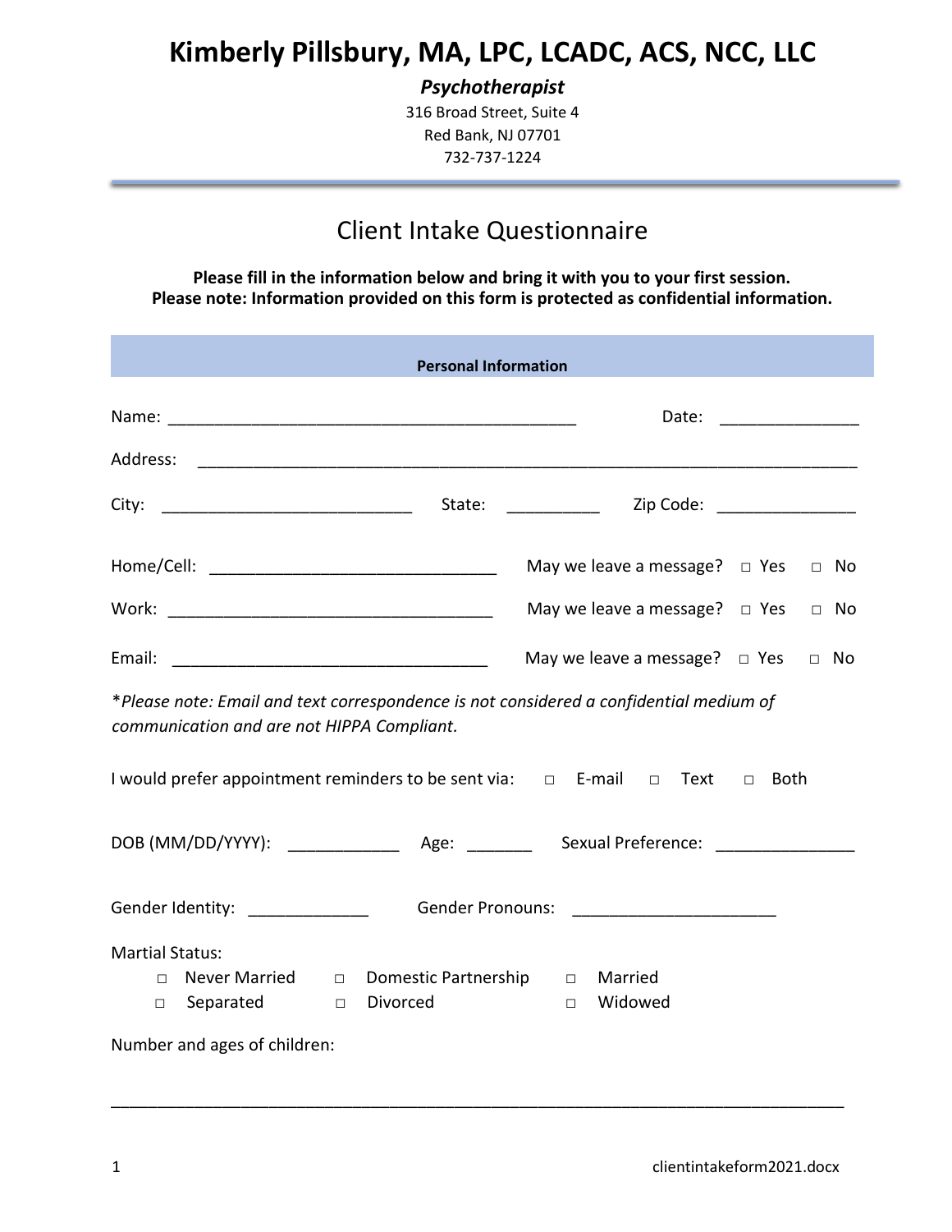# Kimberly Pillsbury, MA, LPC, LCADC, ACS, NCC, LLC

***Psychotherapist***

316 Broad Street, Suite 4
Red Bank, NJ 07701
732-737-1224

---

## Client Intake Questionnaire

**Please fill in the information below and bring it with you to your first session.**
**Please note: Information provided on this form is protected as confidential information.**

### Personal Information

Name: _______________________________________________ Date: _______________

Address: _________________________________________________________________________

City: ____________________________ State: __________ Zip Code: _______________

Home/Cell: _______________________________ May we leave a message? □ Yes □ No

Work: ____________________________________ May we leave a message? □ Yes □ No

Email: ___________________________________ May we leave a message? □ Yes □ No

**Please note: Email and text correspondence is not considered a confidential medium of communication and are not HIPPA Compliant.*

I would prefer appointment reminders to be sent via: □ E-mail □ Text □ Both

DOB (MM/DD/YYYY): ____________ Age: _______ Sexual Preference: _______________

Gender Identity: _____________ Gender Pronouns: ______________________

Martial Status:

□ Never Married □ Domestic Partnership □ Married
□ Separated □ Divorced □ Widowed

Number and ages of children:

_________________________________________________________________________________

clientintakeform2021.docx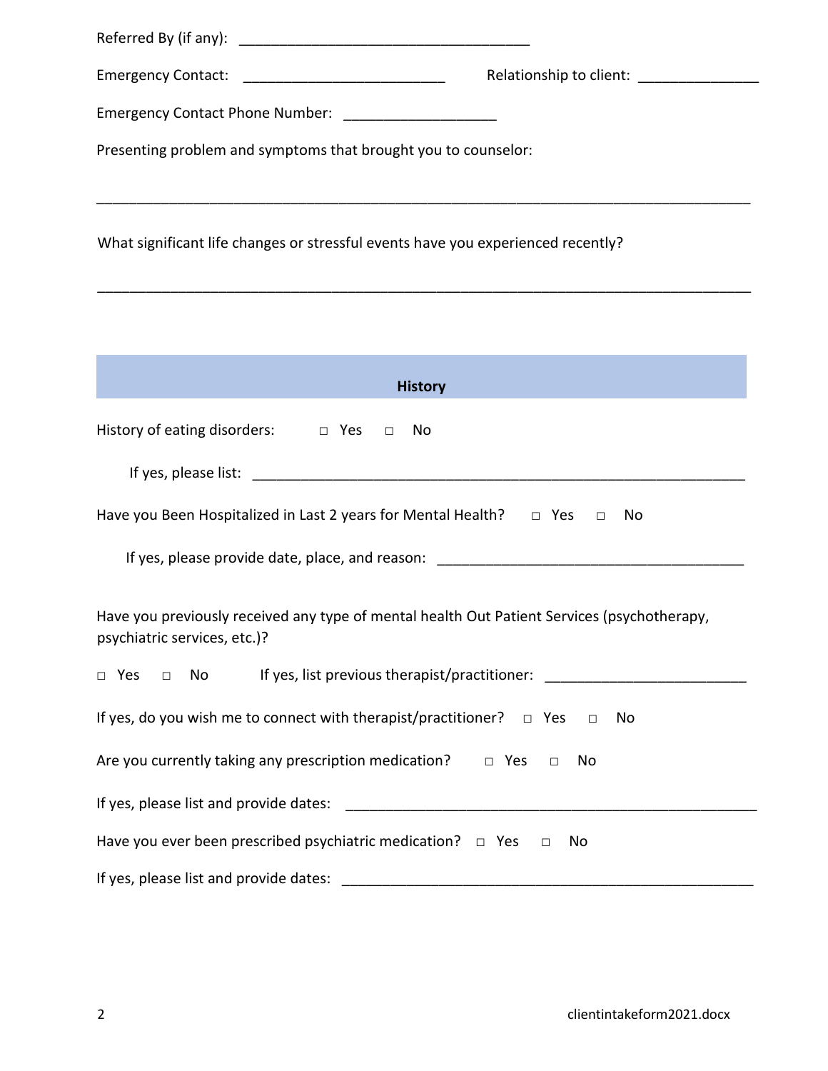Referred By (if any): ____________________________________

Emergency Contact: _________________________ Relationship to client: _______________

Emergency Contact Phone Number: ___________________

Presenting problem and symptoms that brought you to counselor:

_________________________________________________________________________________

What significant life changes or stressful events have you experienced recently?

_________________________________________________________________________________

## History

History of eating disorders: □ Yes □ No

If yes, please list: ______________________________________________________________

Have you Been Hospitalized in Last 2 years for Mental Health? □ Yes □ No

If yes, please provide date, place, and reason: ____________________________________

Have you previously received any type of mental health Out Patient Services (psychotherapy, psychiatric services, etc.)?

□ Yes □ No If yes, list previous therapist/practitioner: _________________________

If yes, do you wish me to connect with therapist/practitioner? □ Yes □ No

Are you currently taking any prescription medication? □ Yes □ No

If yes, please list and provide dates: ____________________________________________________

Have you ever been prescribed psychiatric medication? □ Yes □ No

If yes, please list and provide dates: ____________________________________________________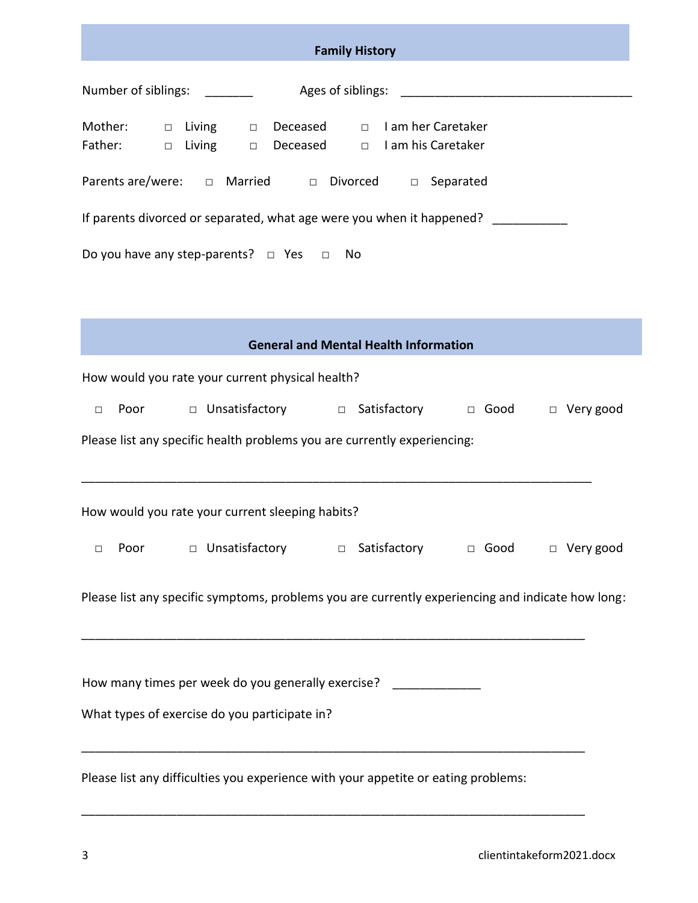## Family History

Number of siblings: _______ Ages of siblings: ___________________________________

Mother: □ Living □ Deceased □ I am her Caretaker
Father: □ Living □ Deceased □ I am his Caretaker

Parents are/were: □ Married □ Divorced □ Separated

If parents divorced or separated, what age were you when it happened? ___________

Do you have any step-parents? □ Yes □ No

## General and Mental Health Information

How would you rate your current physical health?

□ Poor □ Unsatisfactory □ Satisfactory □ Good □ Very good

Please list any specific health problems you are currently experiencing:

___________________________________________________________________________

How would you rate your current sleeping habits?

□ Poor □ Unsatisfactory □ Satisfactory □ Good □ Very good

Please list any specific symptoms, problems you are currently experiencing and indicate how long:

___________________________________________________________________________

How many times per week do you generally exercise? _____________

What types of exercise do you participate in?

___________________________________________________________________________

Please list any difficulties you experience with your appetite or eating problems:

___________________________________________________________________________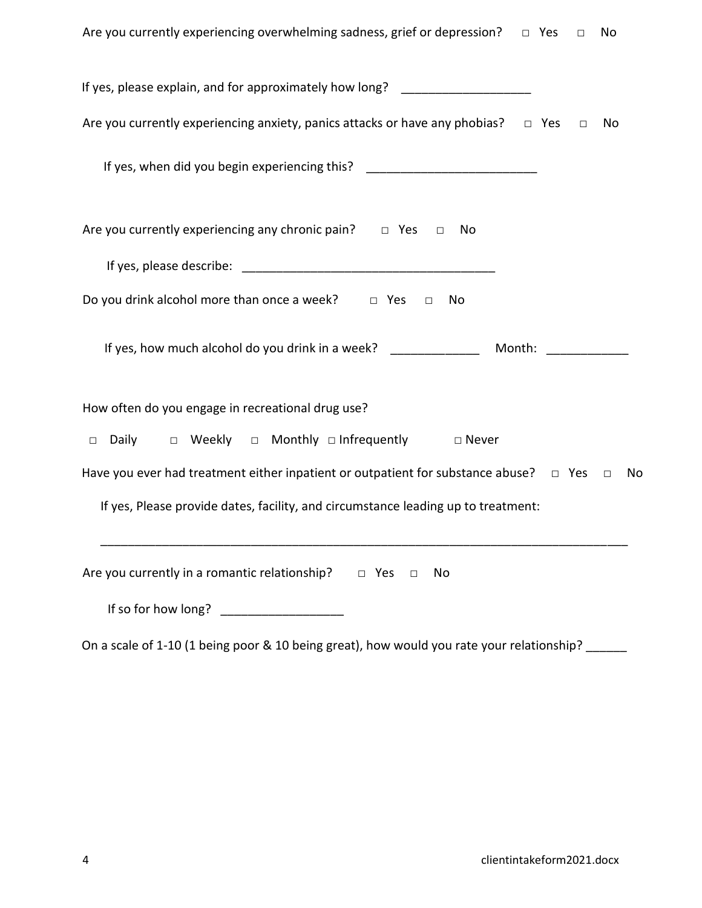Are you currently experiencing overwhelming sadness, grief or depression? □ Yes □ No

If yes, please explain, and for approximately how long? ___________________

Are you currently experiencing anxiety, panics attacks or have any phobias? □ Yes □ No

If yes, when did you begin experiencing this? _________________________

Are you currently experiencing any chronic pain? □ Yes □ No

If yes, please describe: _____________________________________

Do you drink alcohol more than once a week? □ Yes □ No

If yes, how much alcohol do you drink in a week? _____________ Month: ____________

How often do you engage in recreational drug use?

□ Daily □ Weekly □ Monthly □ Infrequently □ Never

Have you ever had treatment either inpatient or outpatient for substance abuse? □ Yes □ No

If yes, Please provide dates, facility, and circumstance leading up to treatment:

_____________________________________________________________________________

Are you currently in a romantic relationship? □ Yes □ No

If so for how long? __________________

On a scale of 1-10 (1 being poor & 10 being great), how would you rate your relationship? ______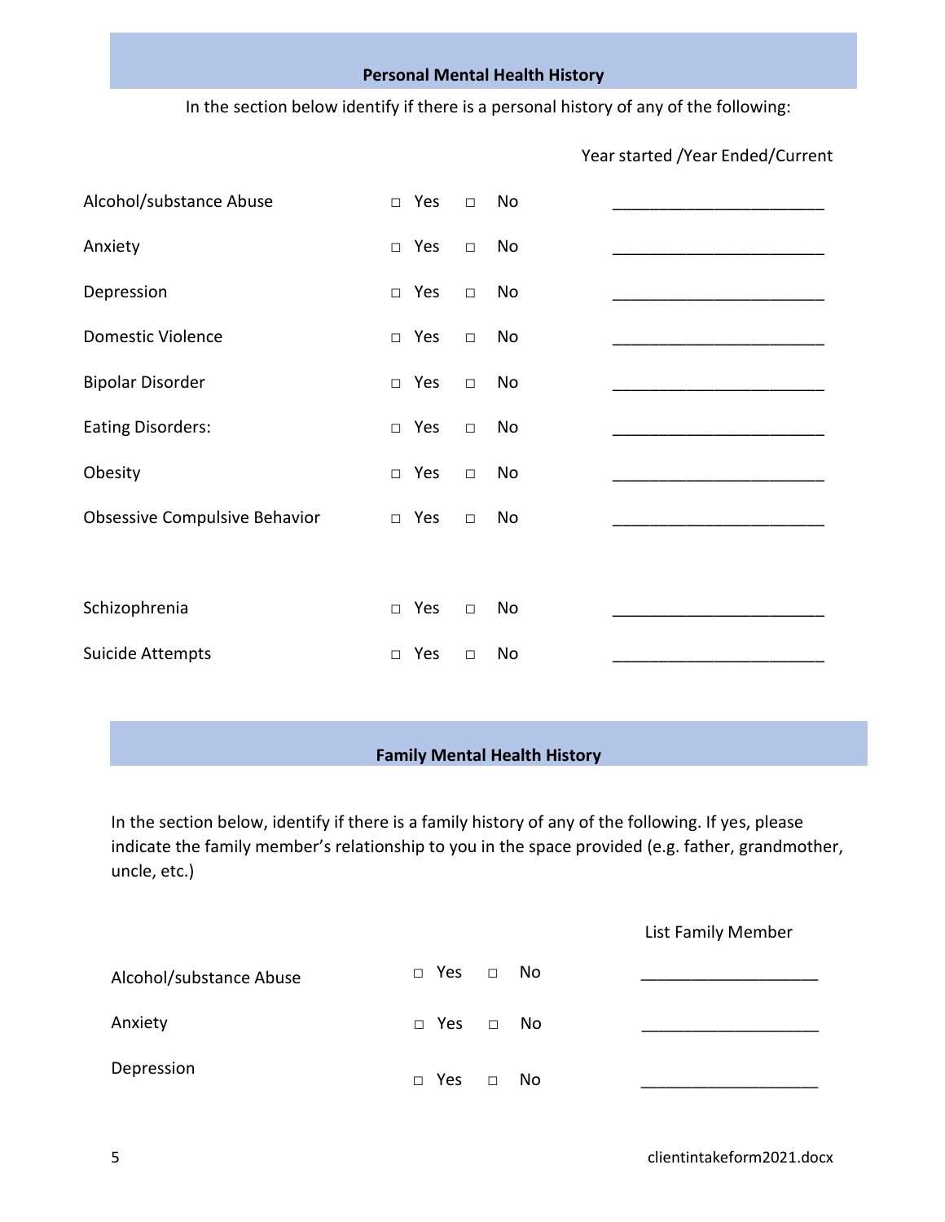## Personal Mental Health History

In the section below identify if there is a personal history of any of the following:

| | | | Year started /Year Ended/Current |
|---|---|---|---|
| Alcohol/substance Abuse | □ Yes | □ No | ________________________ |
| Anxiety | □ Yes | □ No | ________________________ |
| Depression | □ Yes | □ No | ________________________ |
| Domestic Violence | □ Yes | □ No | ________________________ |
| Bipolar Disorder | □ Yes | □ No | ________________________ |
| Eating Disorders: | □ Yes | □ No | ________________________ |
| Obesity | □ Yes | □ No | ________________________ |
| Obsessive Compulsive Behavior | □ Yes | □ No | ________________________ |
| Schizophrenia | □ Yes | □ No | ________________________ |
| Suicide Attempts | □ Yes | □ No | ________________________ |

## Family Mental Health History

In the section below, identify if there is a family history of any of the following. If yes, please indicate the family member's relationship to you in the space provided (e.g. father, grandmother, uncle, etc.)

| | | | List Family Member |
|---|---|---|---|
| Alcohol/substance Abuse | □ Yes | □ No | ____________________ |
| Anxiety | □ Yes | □ No | ____________________ |
| Depression | □ Yes | □ No | ____________________ |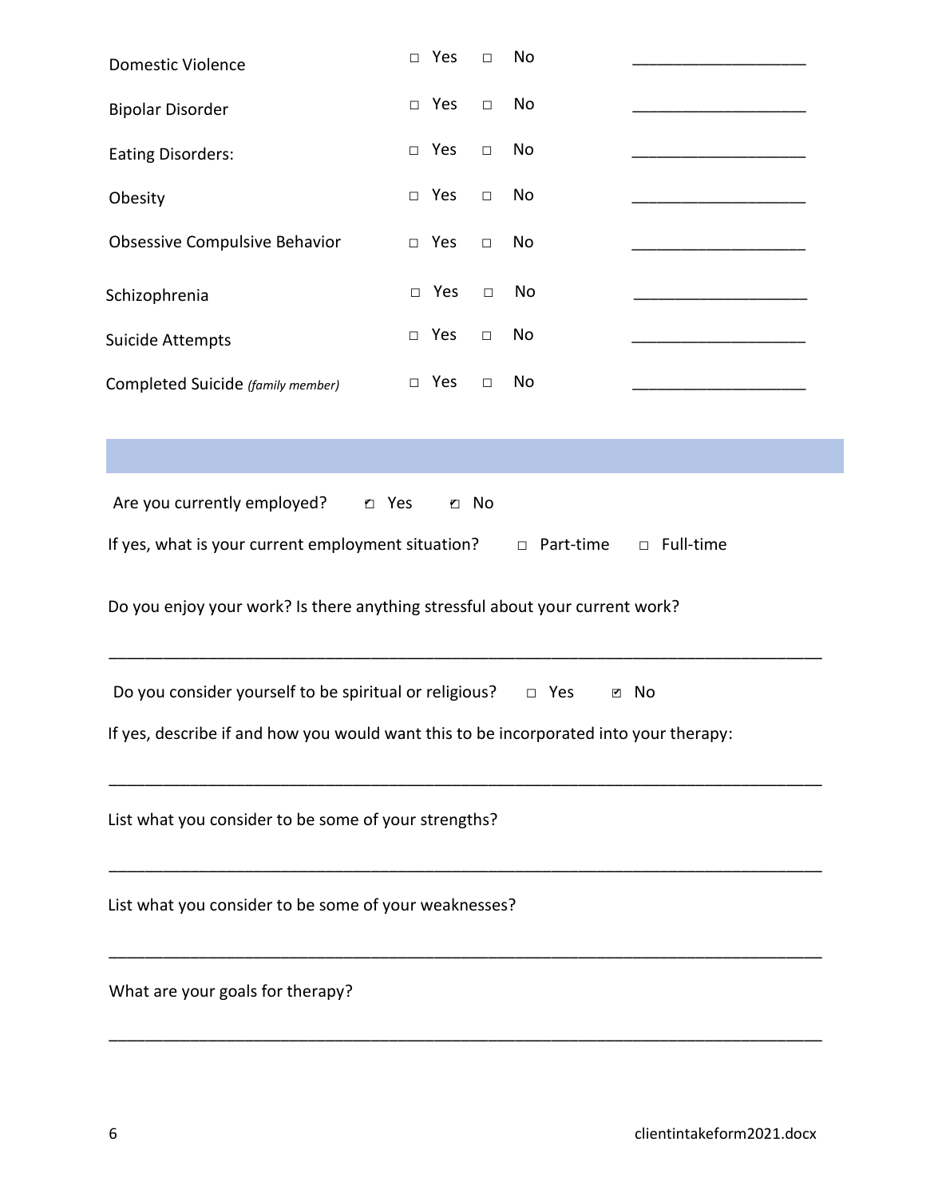| | | | |
|---|---|---|---|
| Domestic Violence | □ Yes | □ No | ____________________ |
| Bipolar Disorder | □ Yes | □ No | ____________________ |
| Eating Disorders: | □ Yes | □ No | ____________________ |
| Obesity | □ Yes | □ No | ____________________ |
| Obsessive Compulsive Behavior | □ Yes | □ No | ____________________ |
| Schizophrenia | □ Yes | □ No | ____________________ |
| Suicide Attempts | □ Yes | □ No | ____________________ |
| Completed Suicide *(family member)* | □ Yes | □ No | ____________________ |

Are you currently employed? ☐ Yes ☐ No

If yes, what is your current employment situation? □ Part-time □ Full-time

Do you enjoy your work? Is there anything stressful about your current work?

_______________________________________________________________________________

Do you consider yourself to be spiritual or religious? □ Yes ☑ No

If yes, describe if and how you would want this to be incorporated into your therapy:

_______________________________________________________________________________

List what you consider to be some of your strengths?

_______________________________________________________________________________

List what you consider to be some of your weaknesses?

_______________________________________________________________________________

What are your goals for therapy?

_______________________________________________________________________________